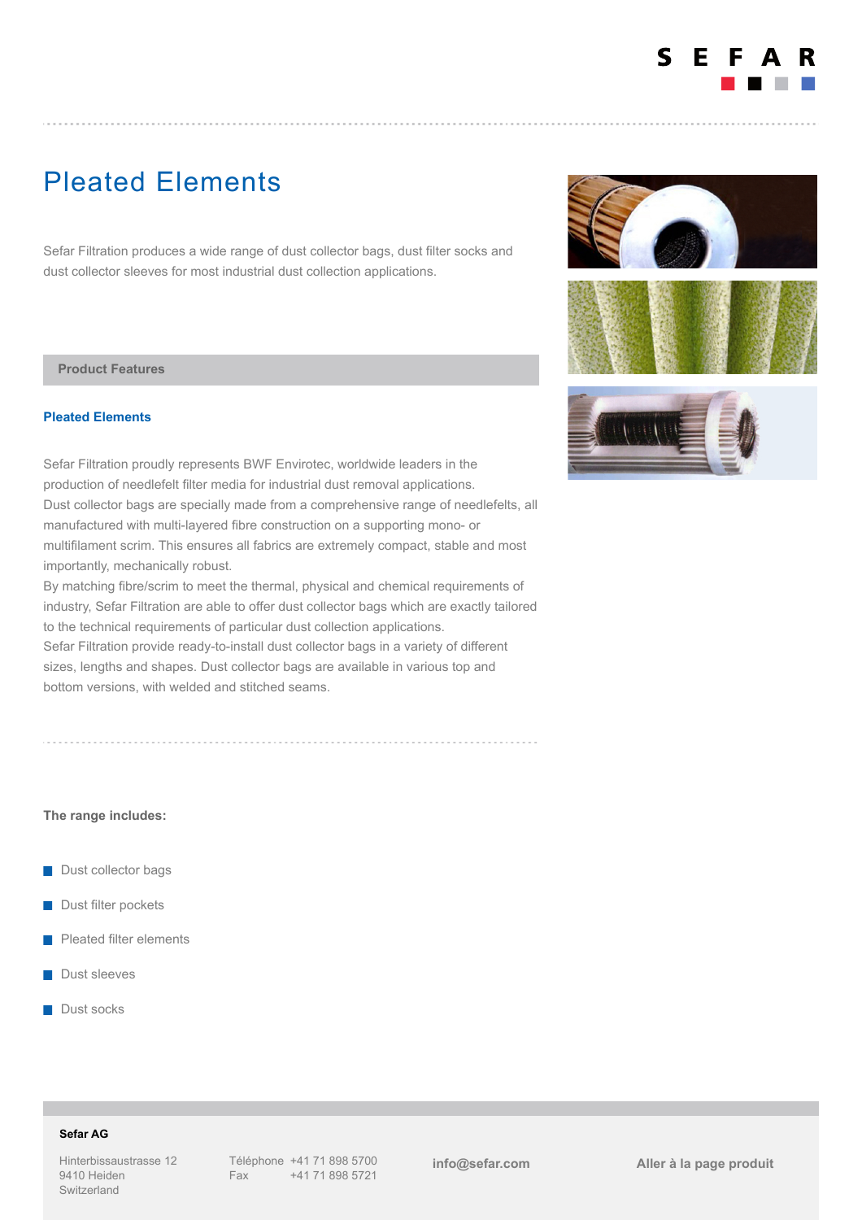# Pleated Elements

Sefar Filtration produces a wide range of dust collector bags, dust filter socks and dust collector sleeves for most industrial dust collection applications.

## Product Features

### Pleated Elements

Sefar Filtration proudly represents BWF Envirotec, worldwide leaders in the production of needlefelt filter media for industrial dust removal applications.
Dust collector bags are specially made from a comprehensive range of needlefelts, all manufactured with multi-layered fibre construction on a supporting mono- or multifilament scrim. This ensures all fabrics are extremely compact, stable and most importantly, mechanically robust.
By matching fibre/scrim to meet the thermal, physical and chemical requirements of industry, Sefar Filtration are able to offer dust collector bags which are exactly tailored to the technical requirements of particular dust collection applications.
Sefar Filtration provide ready-to-install dust collector bags in a variety of different sizes, lengths and shapes. Dust collector bags are available in various top and bottom versions, with welded and stitched seams.

**The range includes:**

- Dust collector bags
- Dust filter pockets
- Pleated filter elements
- Dust sleeves
- Dust socks

**Sefar AG**

Hinterbissaustrasse 12
9410 Heiden
Switzerland

Téléphone +41 71 898 5700
Fax +41 71 898 5721

**info@sefar.com**

**Aller à la page produit**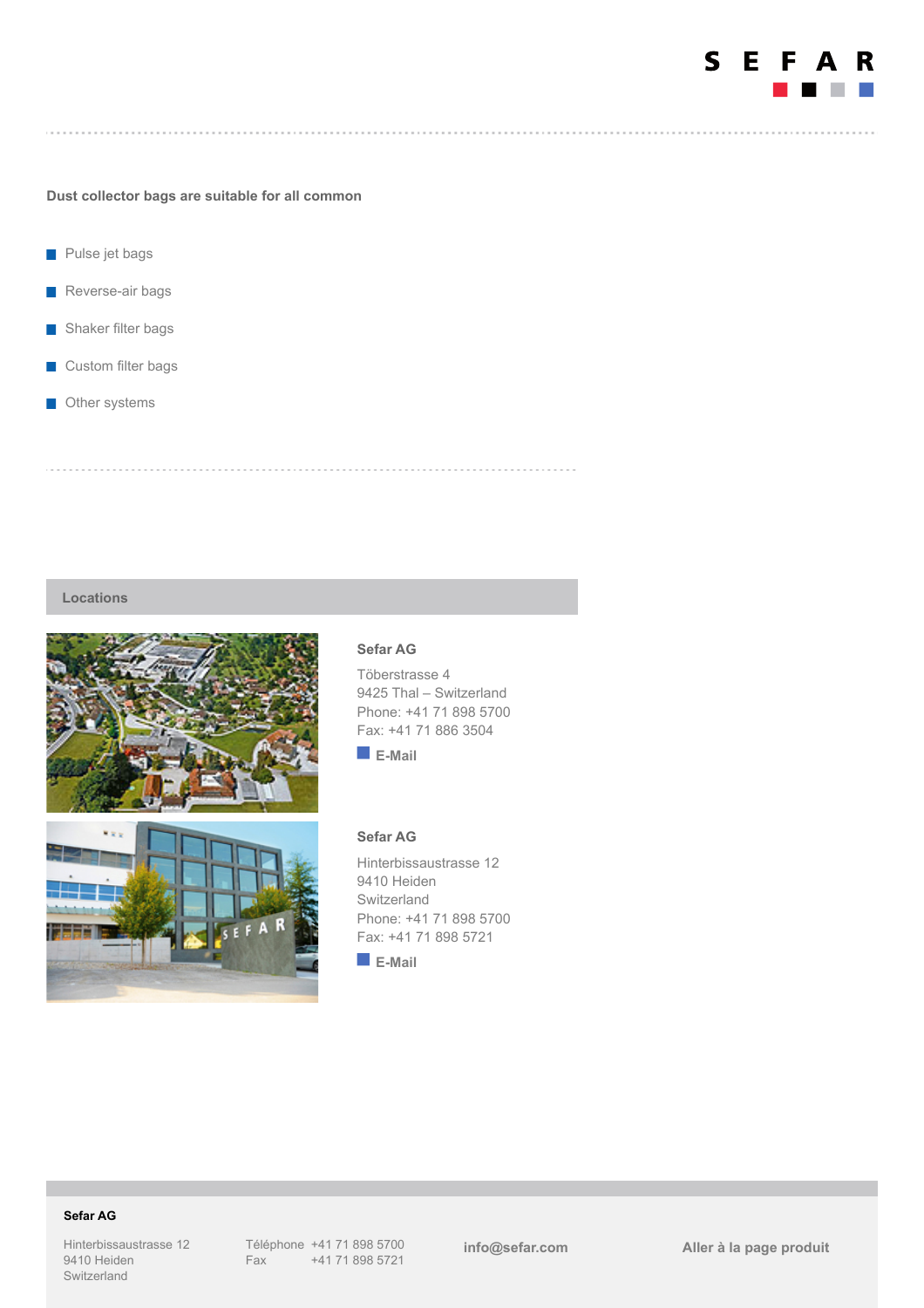**Dust collector bags are suitable for all common**

- Pulse jet bags
- Reverse-air bags
- Shaker filter bags
- Custom filter bags
- Other systems

## Locations

**Sefar AG**

Töberstrasse 4
9425 Thal – Switzerland
Phone: +41 71 898 5700
Fax: +41 71 886 3504

E-Mail

**Sefar AG**

Hinterbissaustrasse 12
9410 Heiden
Switzerland
Phone: +41 71 898 5700
Fax: +41 71 898 5721

E-Mail

**Sefar AG**

Hinterbissaustrasse 12
9410 Heiden
Switzerland

Téléphone +41 71 898 5700
Fax +41 71 898 5721

info@sefar.com

Aller à la page produit